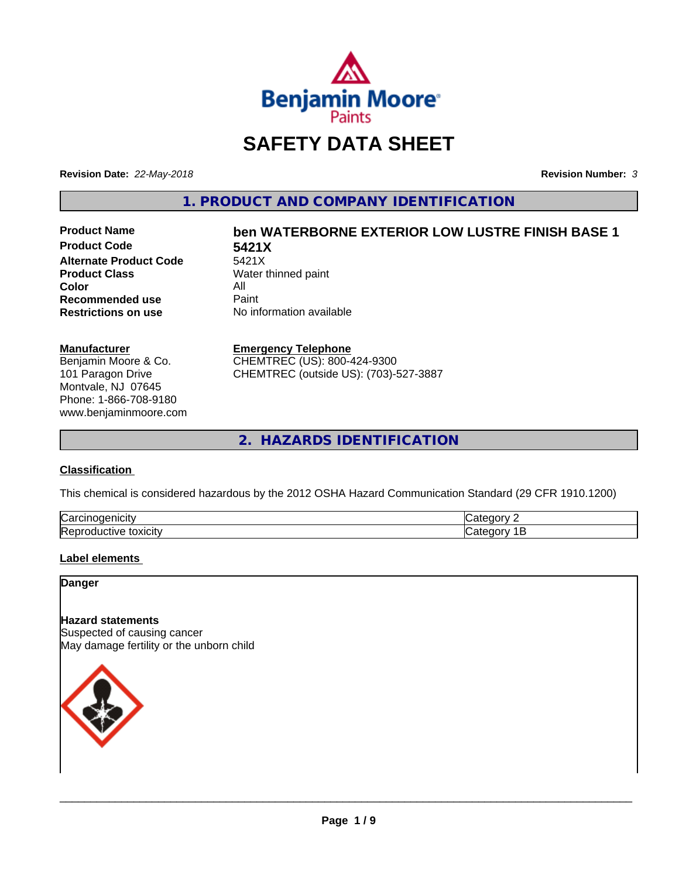# SAFETY DATA SHEET

**Revision Date:** *22-May-2018*

**Revision Number:** *3*

## 1. PRODUCT AND COMPANY IDENTIFICATION

| | |
|---|---|
| **Product Name** | **ben WATERBORNE EXTERIOR LOW LUSTRE FINISH BASE 1** |
| **Product Code** | **5421X** |
| **Alternate Product Code** | 5421X |
| **Product Class** | Water thinned paint |
| **Color** | All |
| **Recommended use** | Paint |
| **Restrictions on use** | No information available |

**Manufacturer**
Benjamin Moore & Co.
101 Paragon Drive
Montvale, NJ 07645
Phone: 1-866-708-9180
www.benjaminmoore.com

**Emergency Telephone**
CHEMTREC (US): 800-424-9300
CHEMTREC (outside US): (703)-527-3887

## 2. HAZARDS IDENTIFICATION

### Classification

This chemical is considered hazardous by the 2012 OSHA Hazard Communication Standard (29 CFR 1910.1200)

| | |
|---|---|
| Carcinogenicity | Category 2 |
| Reproductive toxicity | Category 1B |

### Label elements

**Danger**

**Hazard statements**
Suspected of causing cancer
May damage fertility or the unborn child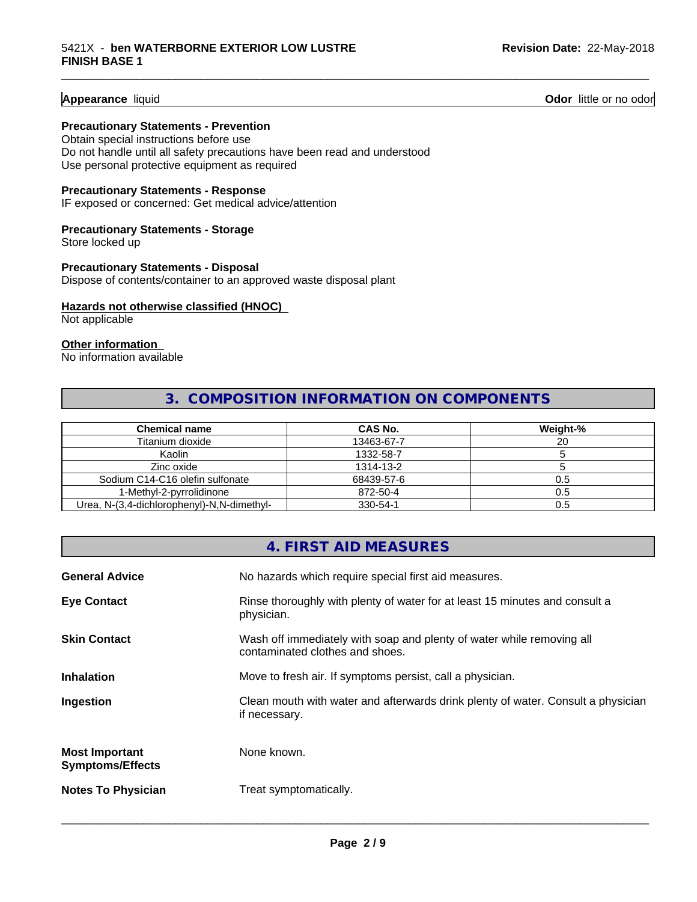**Appearance** liquid **Odor** little or no odor

**Precautionary Statements - Prevention**

Obtain special instructions before use
Do not handle until all safety precautions have been read and understood
Use personal protective equipment as required

**Precautionary Statements - Response**

IF exposed or concerned: Get medical advice/attention

**Precautionary Statements - Storage**

Store locked up

**Precautionary Statements - Disposal**

Dispose of contents/container to an approved waste disposal plant

**Hazards not otherwise classified (HNOC)**

Not applicable

**Other information**

No information available

## 3. COMPOSITION INFORMATION ON COMPONENTS

| Chemical name | CAS No. | Weight-% |
| --- | --- | --- |
| Titanium dioxide | 13463-67-7 | 20 |
| Kaolin | 1332-58-7 | 5 |
| Zinc oxide | 1314-13-2 | 5 |
| Sodium C14-C16 olefin sulfonate | 68439-57-6 | 0.5 |
| 1-Methyl-2-pyrrolidinone | 872-50-4 | 0.5 |
| Urea, N-(3,4-dichlorophenyl)-N,N-dimethyl- | 330-54-1 | 0.5 |

## 4. FIRST AID MEASURES

**General Advice** No hazards which require special first aid measures.

**Eye Contact** Rinse thoroughly with plenty of water for at least 15 minutes and consult a physician.

**Skin Contact** Wash off immediately with soap and plenty of water while removing all contaminated clothes and shoes.

**Inhalation** Move to fresh air. If symptoms persist, call a physician.

**Ingestion** Clean mouth with water and afterwards drink plenty of water. Consult a physician if necessary.

**Most Important Symptoms/Effects** None known.

**Notes To Physician** Treat symptomatically.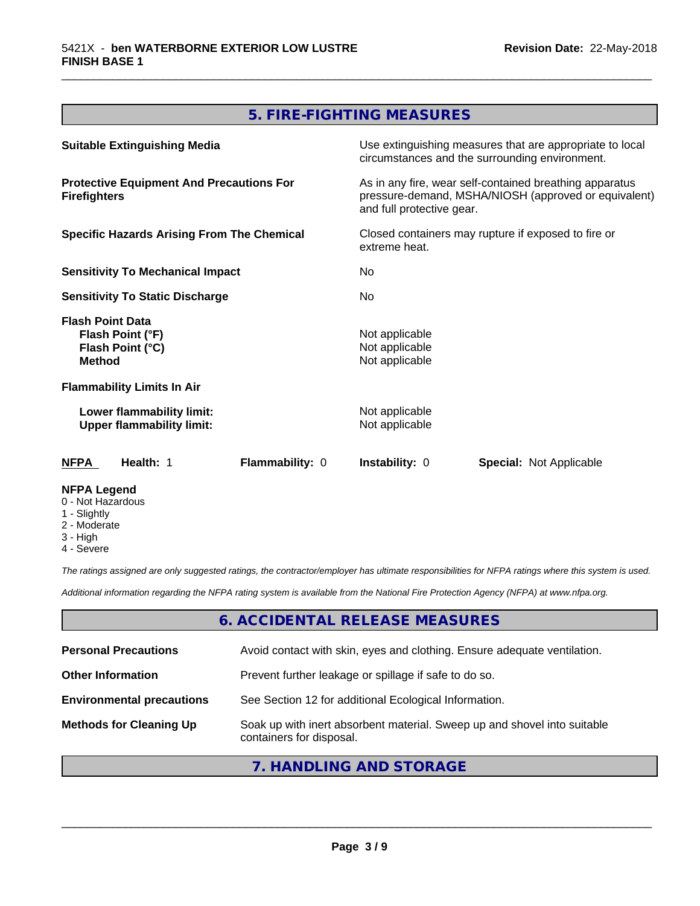## 5. FIRE-FIGHTING MEASURES

| | |
|---|---|
| **Suitable Extinguishing Media** | Use extinguishing measures that are appropriate to local circumstances and the surrounding environment. |
| **Protective Equipment And Precautions For Firefighters** | As in any fire, wear self-contained breathing apparatus pressure-demand, MSHA/NIOSH (approved or equivalent) and full protective gear. |
| **Specific Hazards Arising From The Chemical** | Closed containers may rupture if exposed to fire or extreme heat. |
| **Sensitivity To Mechanical Impact** | No |
| **Sensitivity To Static Discharge** | No |

**Flash Point Data**

| | |
|---|---|
| **Flash Point (°F)** | Not applicable |
| **Flash Point (°C)** | Not applicable |
| **Method** | Not applicable |

**Flammability Limits In Air**

| | |
|---|---|
| **Lower flammability limit:** | Not applicable |
| **Upper flammability limit:** | Not applicable |

| NFPA | Health: 1 | Flammability: 0 | Instability: 0 | Special: Not Applicable |
|---|---|---|---|---|

**NFPA Legend**
- 0 - Not Hazardous
- 1 - Slightly
- 2 - Moderate
- 3 - High
- 4 - Severe

*The ratings assigned are only suggested ratings, the contractor/employer has ultimate responsibilities for NFPA ratings where this system is used.*

*Additional information regarding the NFPA rating system is available from the National Fire Protection Agency (NFPA) at www.nfpa.org.*

## 6. ACCIDENTAL RELEASE MEASURES

| | |
|---|---|
| **Personal Precautions** | Avoid contact with skin, eyes and clothing. Ensure adequate ventilation. |
| **Other Information** | Prevent further leakage or spillage if safe to do so. |
| **Environmental precautions** | See Section 12 for additional Ecological Information. |
| **Methods for Cleaning Up** | Soak up with inert absorbent material. Sweep up and shovel into suitable containers for disposal. |

## 7. HANDLING AND STORAGE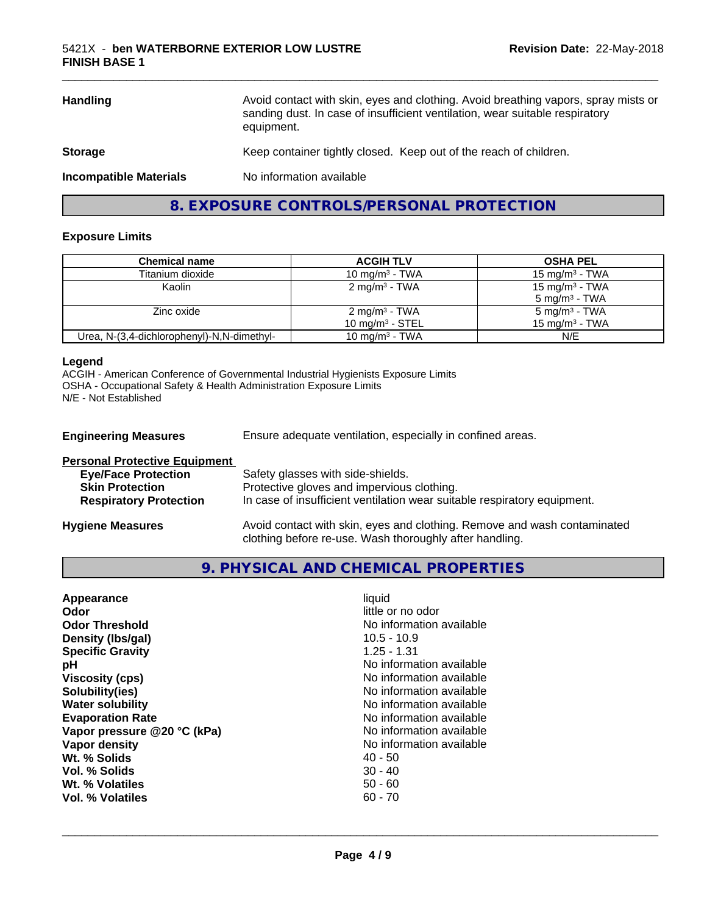| | |
|---|---|
| **Handling** | Avoid contact with skin, eyes and clothing. Avoid breathing vapors, spray mists or sanding dust. In case of insufficient ventilation, wear suitable respiratory equipment. |
| **Storage** | Keep container tightly closed. Keep out of the reach of children. |
| **Incompatible Materials** | No information available |

## 8. EXPOSURE CONTROLS/PERSONAL PROTECTION

### Exposure Limits

| Chemical name | ACGIH TLV | OSHA PEL |
|---|---|---|
| Titanium dioxide | 10 mg/m³ - TWA | 15 mg/m³ - TWA |
| Kaolin | 2 mg/m³ - TWA | 15 mg/m³ - TWA<br>5 mg/m³ - TWA |
| Zinc oxide | 2 mg/m³ - TWA<br>10 mg/m³ - STEL | 5 mg/m³ - TWA<br>15 mg/m³ - TWA |
| Urea, N-(3,4-dichlorophenyl)-N,N-dimethyl- | 10 mg/m³ - TWA | N/E |

**Legend**

ACGIH - American Conference of Governmental Industrial Hygienists Exposure Limits
OSHA - Occupational Safety & Health Administration Exposure Limits
N/E - Not Established

**Engineering Measures** Ensure adequate ventilation, especially in confined areas.

**Personal Protective Equipment**

- **Eye/Face Protection** Safety glasses with side-shields.
- **Skin Protection** Protective gloves and impervious clothing.
- **Respiratory Protection** In case of insufficient ventilation wear suitable respiratory equipment.

**Hygiene Measures** Avoid contact with skin, eyes and clothing. Remove and wash contaminated clothing before re-use. Wash thoroughly after handling.

## 9. PHYSICAL AND CHEMICAL PROPERTIES

| | |
|---|---|
| **Appearance** | liquid |
| **Odor** | little or no odor |
| **Odor Threshold** | No information available |
| **Density (lbs/gal)** | 10.5 - 10.9 |
| **Specific Gravity** | 1.25 - 1.31 |
| **pH** | No information available |
| **Viscosity (cps)** | No information available |
| **Solubility(ies)** | No information available |
| **Water solubility** | No information available |
| **Evaporation Rate** | No information available |
| **Vapor pressure @20 °C (kPa)** | No information available |
| **Vapor density** | No information available |
| **Wt. % Solids** | 40 - 50 |
| **Vol. % Solids** | 30 - 40 |
| **Wt. % Volatiles** | 50 - 60 |
| **Vol. % Volatiles** | 60 - 70 |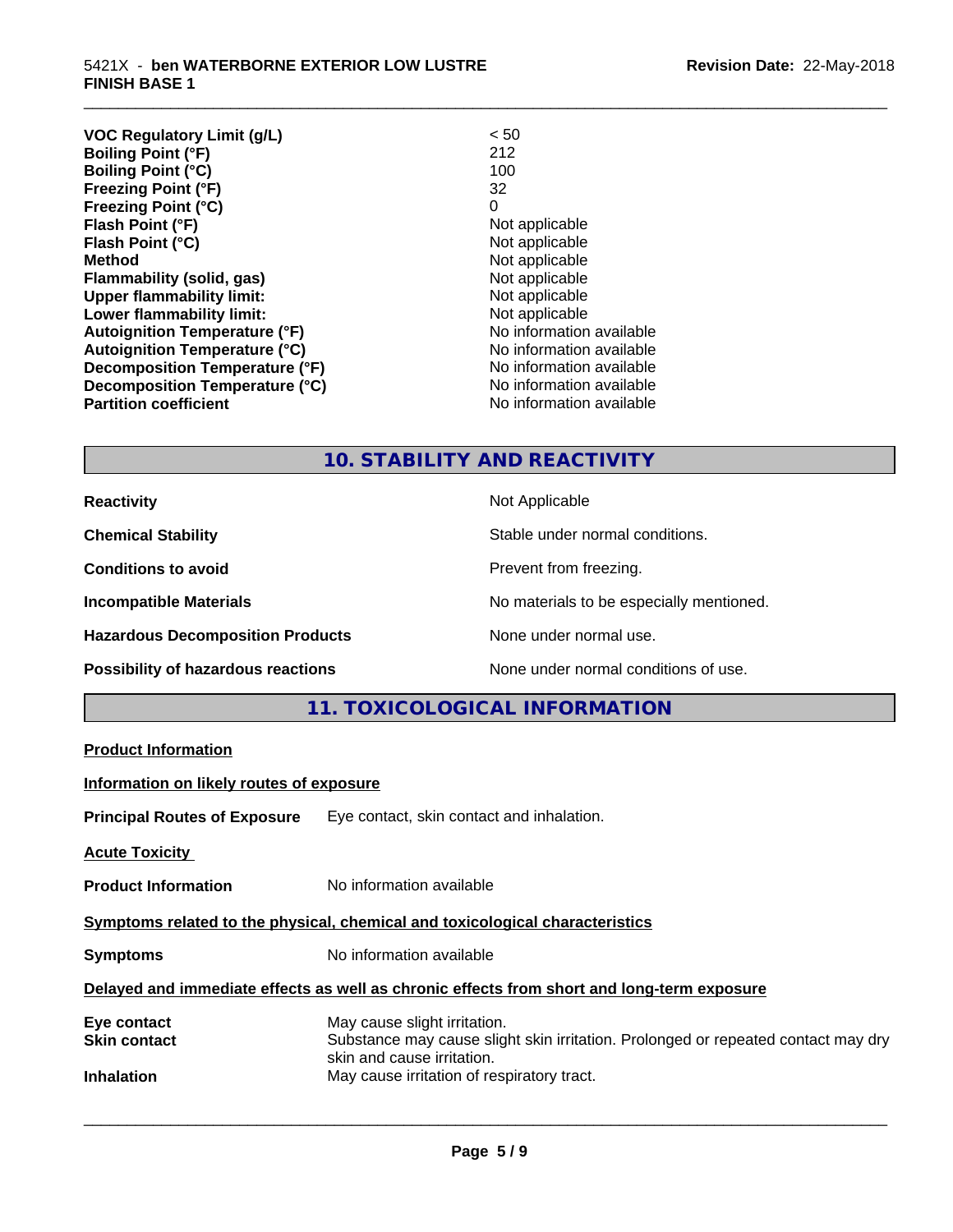| | |
|---|---|
| **VOC Regulatory Limit (g/L)** | < 50 |
| **Boiling Point (°F)** | 212 |
| **Boiling Point (°C)** | 100 |
| **Freezing Point (°F)** | 32 |
| **Freezing Point (°C)** | 0 |
| **Flash Point (°F)** | Not applicable |
| **Flash Point (°C)** | Not applicable |
| **Method** | Not applicable |
| **Flammability (solid, gas)** | Not applicable |
| **Upper flammability limit:** | Not applicable |
| **Lower flammability limit:** | Not applicable |
| **Autoignition Temperature (°F)** | No information available |
| **Autoignition Temperature (°C)** | No information available |
| **Decomposition Temperature (°F)** | No information available |
| **Decomposition Temperature (°C)** | No information available |
| **Partition coefficient** | No information available |

## 10. STABILITY AND REACTIVITY

| | |
|---|---|
| **Reactivity** | Not Applicable |
| **Chemical Stability** | Stable under normal conditions. |
| **Conditions to avoid** | Prevent from freezing. |
| **Incompatible Materials** | No materials to be especially mentioned. |
| **Hazardous Decomposition Products** | None under normal use. |
| **Possibility of hazardous reactions** | None under normal conditions of use. |

## 11. TOXICOLOGICAL INFORMATION

**Product Information**

**Information on likely routes of exposure**

**Principal Routes of Exposure** Eye contact, skin contact and inhalation.

**Acute Toxicity**

**Product Information** No information available

**Symptoms related to the physical, chemical and toxicological characteristics**

**Symptoms** No information available

**Delayed and immediate effects as well as chronic effects from short and long-term exposure**

| | |
|---|---|
| **Eye contact** | May cause slight irritation. |
| **Skin contact** | Substance may cause slight skin irritation. Prolonged or repeated contact may dry skin and cause irritation. |
| **Inhalation** | May cause irritation of respiratory tract. |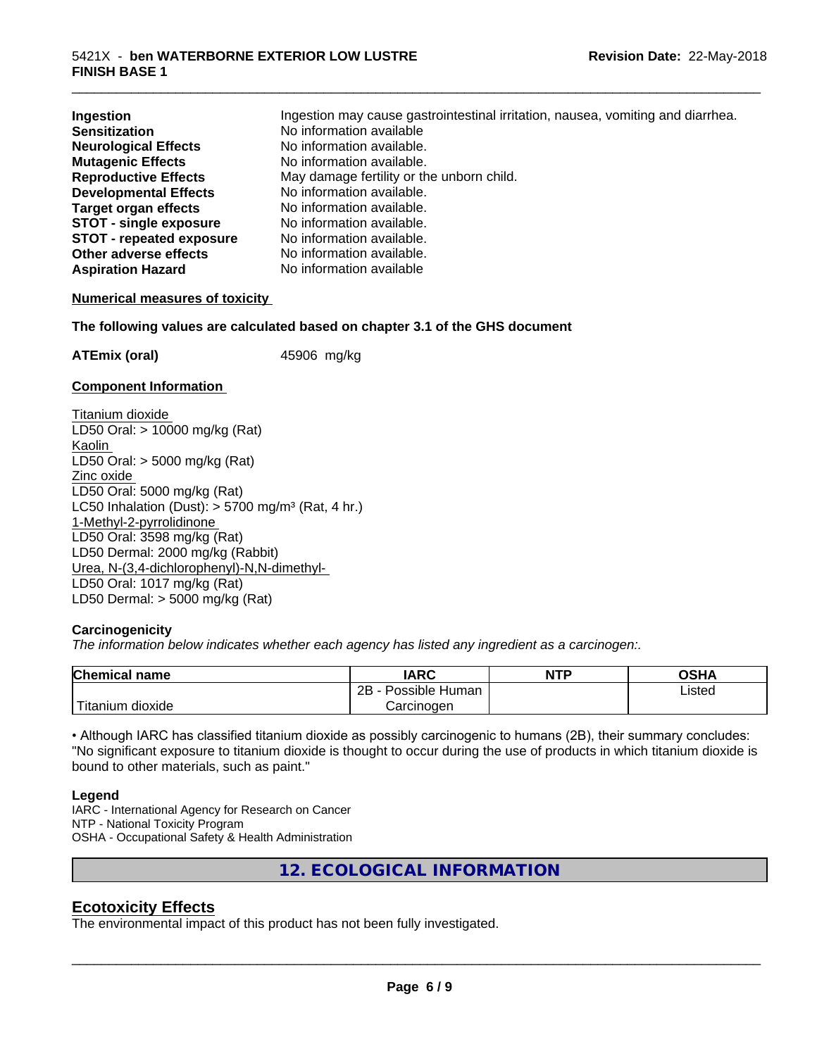| | |
|---|---|
| **Ingestion** | Ingestion may cause gastrointestinal irritation, nausea, vomiting and diarrhea. |
| **Sensitization** | No information available |
| **Neurological Effects** | No information available. |
| **Mutagenic Effects** | No information available. |
| **Reproductive Effects** | May damage fertility or the unborn child. |
| **Developmental Effects** | No information available. |
| **Target organ effects** | No information available. |
| **STOT - single exposure** | No information available. |
| **STOT - repeated exposure** | No information available. |
| **Other adverse effects** | No information available. |
| **Aspiration Hazard** | No information available |

**Numerical measures of toxicity**

**The following values are calculated based on chapter 3.1 of the GHS document**

**ATEmix (oral)** 45906 mg/kg

**Component Information**

Titanium dioxide
LD50 Oral: > 10000 mg/kg (Rat)
Kaolin
LD50 Oral: > 5000 mg/kg (Rat)
Zinc oxide
LD50 Oral: 5000 mg/kg (Rat)
LC50 Inhalation (Dust): > 5700 mg/m³ (Rat, 4 hr.)
1-Methyl-2-pyrrolidinone
LD50 Oral: 3598 mg/kg (Rat)
LD50 Dermal: 2000 mg/kg (Rabbit)
Urea, N-(3,4-dichlorophenyl)-N,N-dimethyl-
LD50 Oral: 1017 mg/kg (Rat)
LD50 Dermal: > 5000 mg/kg (Rat)

**Carcinogenicity**

*The information below indicates whether each agency has listed any ingredient as a carcinogen:.*

| Chemical name | IARC | NTP | OSHA |
|---|---|---|---|
| Titanium dioxide | 2B - Possible Human Carcinogen | | Listed |

• Although IARC has classified titanium dioxide as possibly carcinogenic to humans (2B), their summary concludes: "No significant exposure to titanium dioxide is thought to occur during the use of products in which titanium dioxide is bound to other materials, such as paint."

**Legend**
IARC - International Agency for Research on Cancer
NTP - National Toxicity Program
OSHA - Occupational Safety & Health Administration

## 12. ECOLOGICAL INFORMATION

### Ecotoxicity Effects

The environmental impact of this product has not been fully investigated.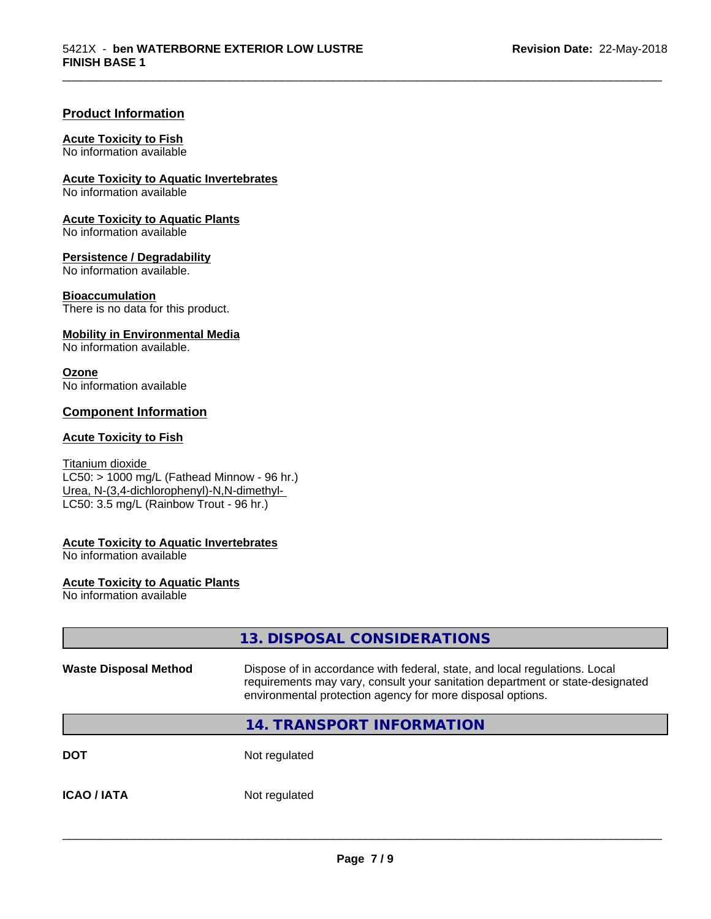### Product Information

**Acute Toxicity to Fish**
No information available

**Acute Toxicity to Aquatic Invertebrates**
No information available

**Acute Toxicity to Aquatic Plants**
No information available

**Persistence / Degradability**
No information available.

**Bioaccumulation**
There is no data for this product.

**Mobility in Environmental Media**
No information available.

**Ozone**
No information available

### Component Information

**Acute Toxicity to Fish**

Titanium dioxide
LC50: > 1000 mg/L (Fathead Minnow - 96 hr.)
Urea, N-(3,4-dichlorophenyl)-N,N-dimethyl-
LC50: 3.5 mg/L (Rainbow Trout - 96 hr.)

**Acute Toxicity to Aquatic Invertebrates**
No information available

**Acute Toxicity to Aquatic Plants**
No information available

## 13. DISPOSAL CONSIDERATIONS

| | |
|---|---|
| **Waste Disposal Method** | Dispose of in accordance with federal, state, and local regulations. Local requirements may vary, consult your sanitation department or state-designated environmental protection agency for more disposal options. |

## 14. TRANSPORT INFORMATION

| | |
|---|---|
| **DOT** | Not regulated |
| **ICAO / IATA** | Not regulated |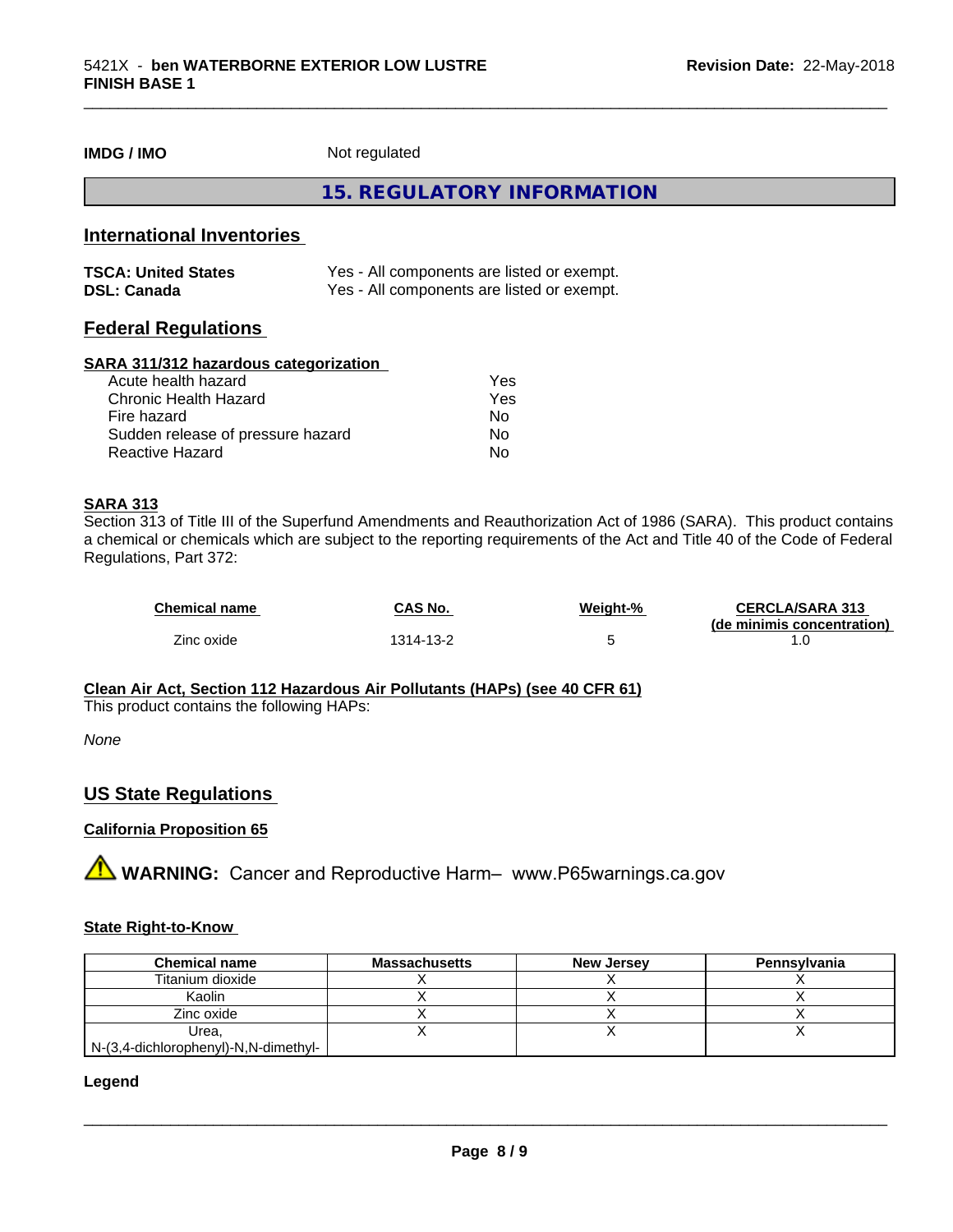**IMDG / IMO** Not regulated

## 15. REGULATORY INFORMATION

### International Inventories

| | |
|---|---|
| **TSCA: United States** | Yes - All components are listed or exempt. |
| **DSL: Canada** | Yes - All components are listed or exempt. |

### Federal Regulations

**SARA 311/312 hazardous categorization**

| | |
|---|---|
| Acute health hazard | Yes |
| Chronic Health Hazard | Yes |
| Fire hazard | No |
| Sudden release of pressure hazard | No |
| Reactive Hazard | No |

**SARA 313**

Section 313 of Title III of the Superfund Amendments and Reauthorization Act of 1986 (SARA). This product contains a chemical or chemicals which are subject to the reporting requirements of the Act and Title 40 of the Code of Federal Regulations, Part 372:

| Chemical name | CAS No. | Weight-% | CERCLA/SARA 313 (de minimis concentration) |
|---|---|---|---|
| Zinc oxide | 1314-13-2 | 5 | 1.0 |

**Clean Air Act, Section 112 Hazardous Air Pollutants (HAPs) (see 40 CFR 61)**

This product contains the following HAPs:

*None*

### US State Regulations

**California Proposition 65**

**WARNING:** Cancer and Reproductive Harm– www.P65warnings.ca.gov

**State Right-to-Know**

| Chemical name | Massachusetts | New Jersey | Pennsylvania |
|---|---|---|---|
| Titanium dioxide | X | X | X |
| Kaolin | X | X | X |
| Zinc oxide | X | X | X |
| Urea, N-(3,4-dichlorophenyl)-N,N-dimethyl- | X | X | X |

**Legend**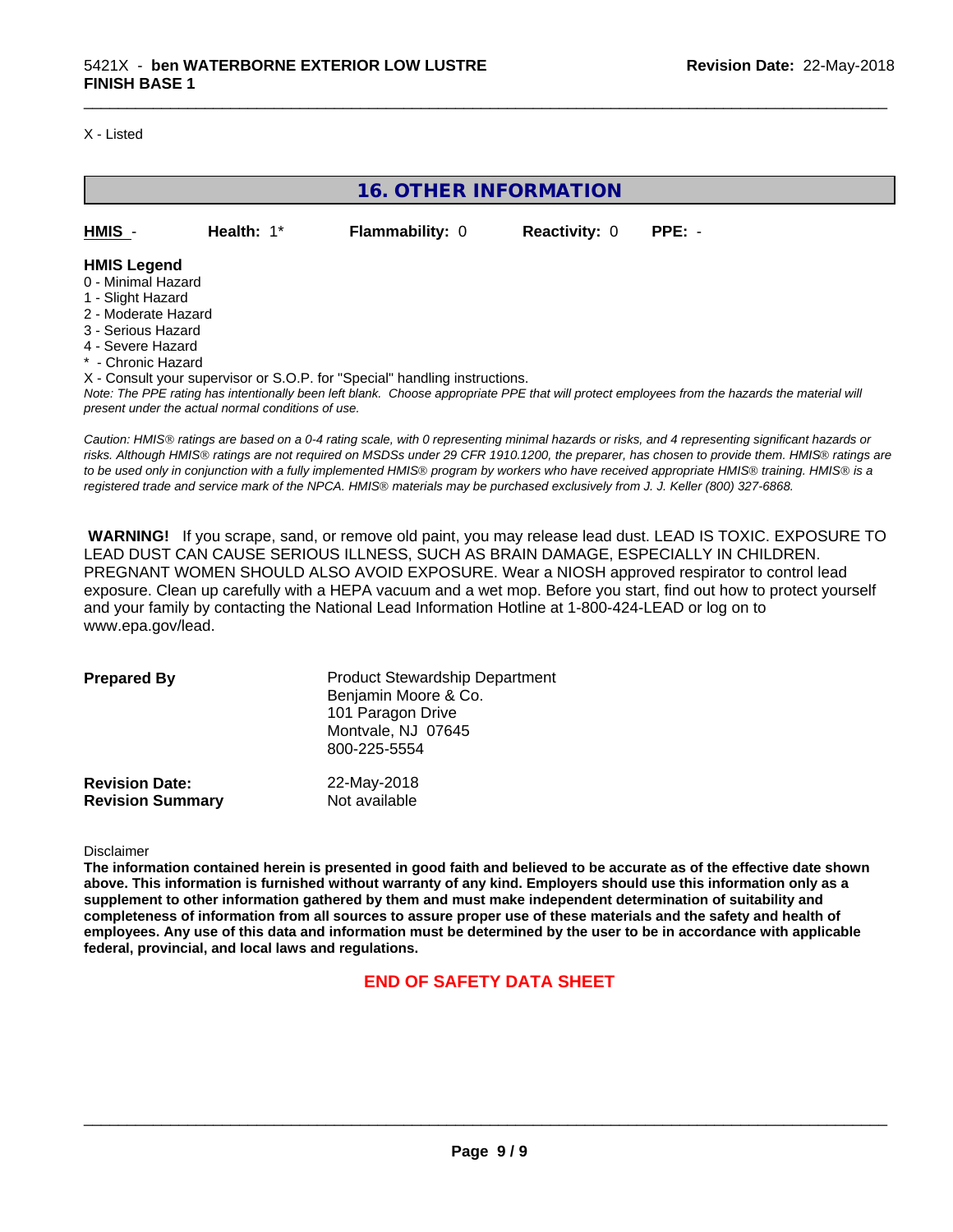X - Listed

## 16. OTHER INFORMATION

| HMIS - | Health: 1* | Flammability: 0 | Reactivity: 0 | PPE: - |
|---|---|---|---|---|

**HMIS Legend**

0 - Minimal Hazard
1 - Slight Hazard
2 - Moderate Hazard
3 - Serious Hazard
4 - Severe Hazard
* - Chronic Hazard
X - Consult your supervisor or S.O.P. for "Special" handling instructions.

*Note: The PPE rating has intentionally been left blank. Choose appropriate PPE that will protect employees from the hazards the material will present under the actual normal conditions of use.*

*Caution: HMIS® ratings are based on a 0-4 rating scale, with 0 representing minimal hazards or risks, and 4 representing significant hazards or risks. Although HMIS® ratings are not required on MSDSs under 29 CFR 1910.1200, the preparer, has chosen to provide them. HMIS® ratings are to be used only in conjunction with a fully implemented HMIS® program by workers who have received appropriate HMIS® training. HMIS® is a registered trade and service mark of the NPCA. HMIS® materials may be purchased exclusively from J. J. Keller (800) 327-6868.*

**WARNING!** If you scrape, sand, or remove old paint, you may release lead dust. LEAD IS TOXIC. EXPOSURE TO LEAD DUST CAN CAUSE SERIOUS ILLNESS, SUCH AS BRAIN DAMAGE, ESPECIALLY IN CHILDREN. PREGNANT WOMEN SHOULD ALSO AVOID EXPOSURE. Wear a NIOSH approved respirator to control lead exposure. Clean up carefully with a HEPA vacuum and a wet mop. Before you start, find out how to protect yourself and your family by contacting the National Lead Information Hotline at 1-800-424-LEAD or log on to www.epa.gov/lead.

**Prepared By**
Product Stewardship Department
Benjamin Moore & Co.
101 Paragon Drive
Montvale, NJ 07645
800-225-5554

**Revision Date:** 22-May-2018
**Revision Summary** Not available

Disclaimer

**The information contained herein is presented in good faith and believed to be accurate as of the effective date shown above. This information is furnished without warranty of any kind. Employers should use this information only as a supplement to other information gathered by them and must make independent determination of suitability and completeness of information from all sources to assure proper use of these materials and the safety and health of employees. Any use of this data and information must be determined by the user to be in accordance with applicable federal, provincial, and local laws and regulations.**

**END OF SAFETY DATA SHEET**